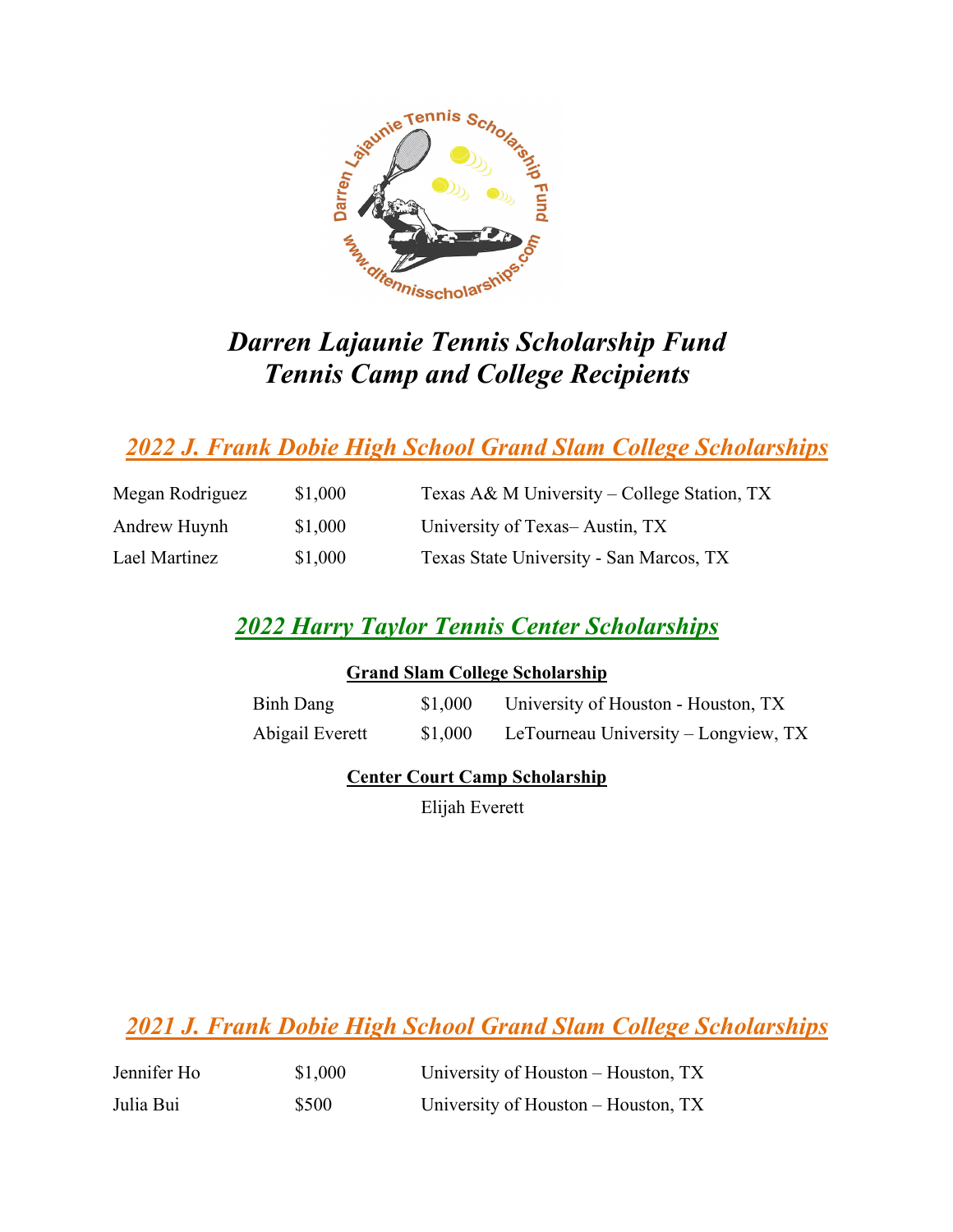# *Darren Lajaunie Tennis Scholarship Fund*
# *Tennis Camp and College Recipients*

## *2022 J. Frank Dobie High School Grand Slam College Scholarships*

| | | |
|---|---|---|
| Megan Rodriguez | $1,000 | Texas A& M University – College Station, TX |
| Andrew Huynh | $1,000 | University of Texas– Austin, TX |
| Lael Martinez | $1,000 | Texas State University - San Marcos, TX |

## *2022 Harry Taylor Tennis Center Scholarships*

### Grand Slam College Scholarship

| | | |
|---|---|---|
| Binh Dang | $1,000 | University of Houston - Houston, TX |
| Abigail Everett | $1,000 | LeTourneau University – Longview, TX |

### Center Court Camp Scholarship

Elijah Everett

## *2021 J. Frank Dobie High School Grand Slam College Scholarships*

| | | |
|---|---|---|
| Jennifer Ho | $1,000 | University of Houston – Houston, TX |
| Julia Bui | $500 | University of Houston – Houston, TX |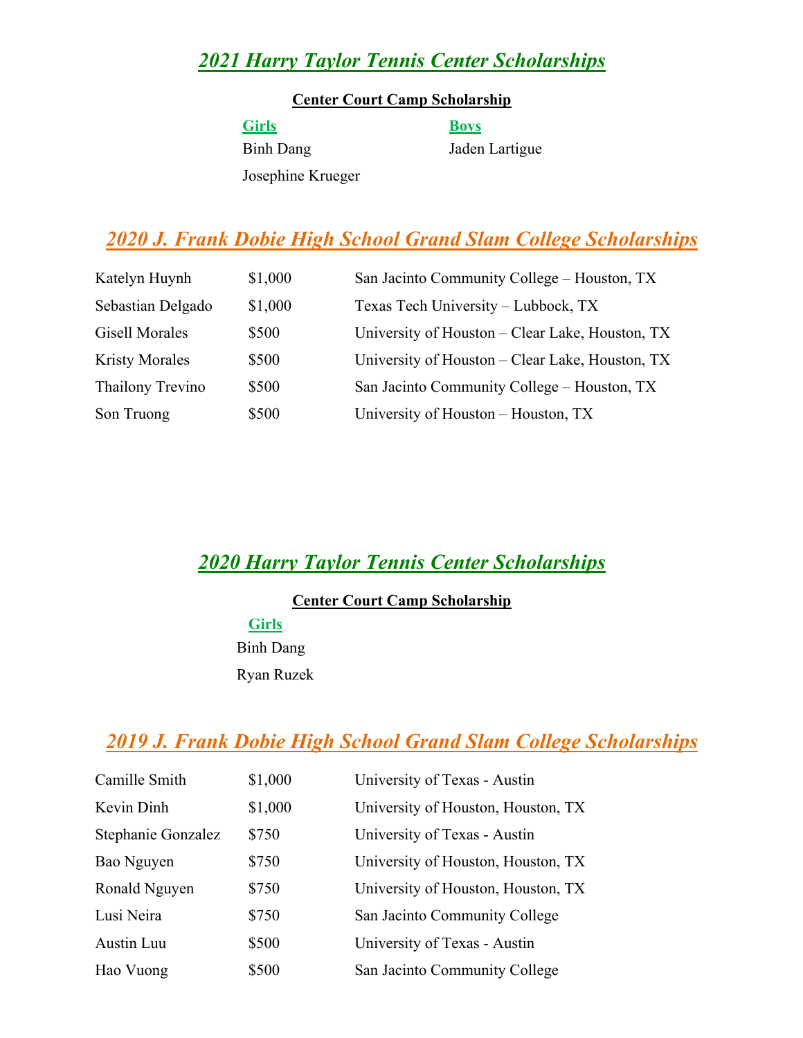## *2021 Harry Taylor Tennis Center Scholarships*

**Center Court Camp Scholarship**

| Girls | Boys |
|---|---|
| Binh Dang | Jaden Lartigue |
| Josephine Krueger | |

## *2020 J. Frank Dobie High School Grand Slam College Scholarships*

| | | |
|---|---|---|
| Katelyn Huynh | $1,000 | San Jacinto Community College – Houston, TX |
| Sebastian Delgado | $1,000 | Texas Tech University – Lubbock, TX |
| Gisell Morales | $500 | University of Houston – Clear Lake, Houston, TX |
| Kristy Morales | $500 | University of Houston – Clear Lake, Houston, TX |
| Thailony Trevino | $500 | San Jacinto Community College – Houston, TX |
| Son Truong | $500 | University of Houston – Houston, TX |

## *2020 Harry Taylor Tennis Center Scholarships*

**Center Court Camp Scholarship**

**Girls**

Binh Dang

Ryan Ruzek

## *2019 J. Frank Dobie High School Grand Slam College Scholarships*

| | | |
|---|---|---|
| Camille Smith | $1,000 | University of Texas - Austin |
| Kevin Dinh | $1,000 | University of Houston, Houston, TX |
| Stephanie Gonzalez | $750 | University of Texas - Austin |
| Bao Nguyen | $750 | University of Houston, Houston, TX |
| Ronald Nguyen | $750 | University of Houston, Houston, TX |
| Lusi Neira | $750 | San Jacinto Community College |
| Austin Luu | $500 | University of Texas - Austin |
| Hao Vuong | $500 | San Jacinto Community College |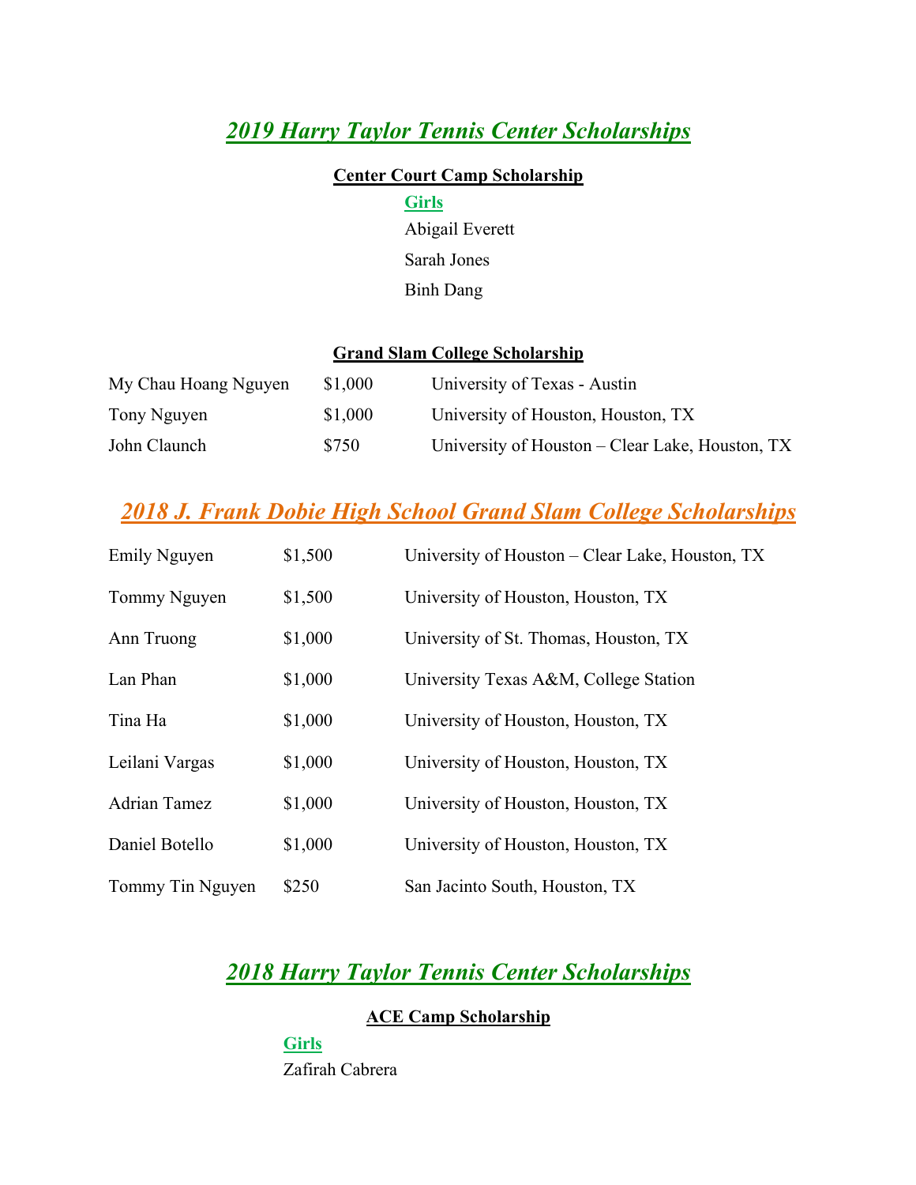## *2019 Harry Taylor Tennis Center Scholarships*

**Center Court Camp Scholarship**

**Girls**

Abigail Everett

Sarah Jones

Binh Dang

**Grand Slam College Scholarship**

| | | |
|---|---|---|
| My Chau Hoang Nguyen | $1,000 | University of Texas - Austin |
| Tony Nguyen | $1,000 | University of Houston, Houston, TX |
| John Claunch | $750 | University of Houston – Clear Lake, Houston, TX |

## *2018 J. Frank Dobie High School Grand Slam College Scholarships*

| | | |
|---|---|---|
| Emily Nguyen | $1,500 | University of Houston – Clear Lake, Houston, TX |
| Tommy Nguyen | $1,500 | University of Houston, Houston, TX |
| Ann Truong | $1,000 | University of St. Thomas, Houston, TX |
| Lan Phan | $1,000 | University Texas A&M, College Station |
| Tina Ha | $1,000 | University of Houston, Houston, TX |
| Leilani Vargas | $1,000 | University of Houston, Houston, TX |
| Adrian Tamez | $1,000 | University of Houston, Houston, TX |
| Daniel Botello | $1,000 | University of Houston, Houston, TX |
| Tommy Tin Nguyen | $250 | San Jacinto South, Houston, TX |

## *2018 Harry Taylor Tennis Center Scholarships*

**ACE Camp Scholarship**

**Girls**

Zafirah Cabrera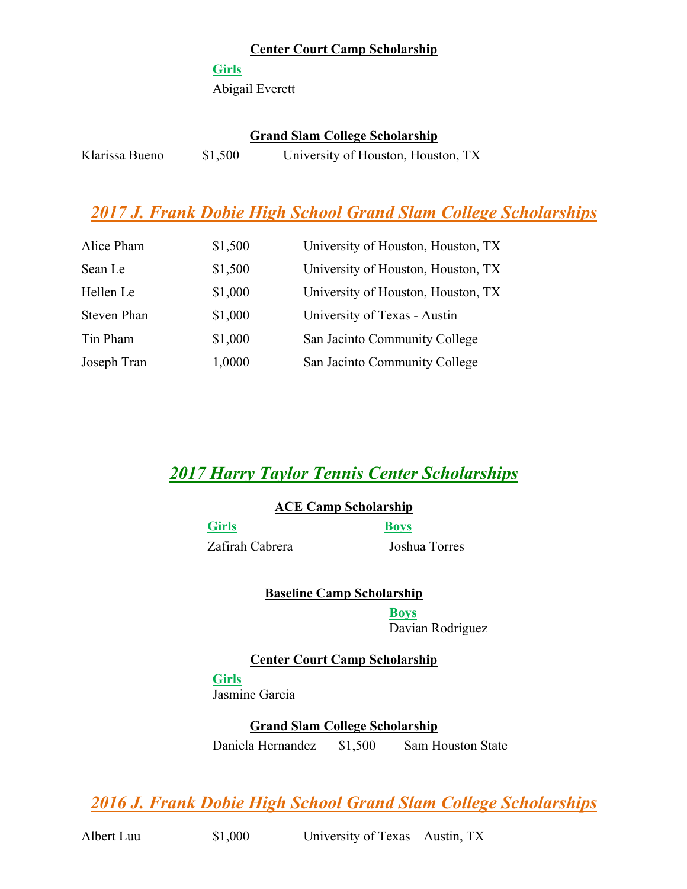**Center Court Camp Scholarship**

**Girls**

Abigail Everett

**Grand Slam College Scholarship**

| | | |
|---|---|---|
| Klarissa Bueno | $1,500 | University of Houston, Houston, TX |

## *2017 J. Frank Dobie High School Grand Slam College Scholarships*

| | | |
|---|---|---|
| Alice Pham | $1,500 | University of Houston, Houston, TX |
| Sean Le | $1,500 | University of Houston, Houston, TX |
| Hellen Le | $1,000 | University of Houston, Houston, TX |
| Steven Phan | $1,000 | University of Texas - Austin |
| Tin Pham | $1,000 | San Jacinto Community College |
| Joseph Tran | 1,0000 | San Jacinto Community College |

## *2017 Harry Taylor Tennis Center Scholarships*

**ACE Camp Scholarship**

| Girls | Boys |
|---|---|
| Zafirah Cabrera | Joshua Torres |

**Baseline Camp Scholarship**

**Boys**

Davian Rodriguez

**Center Court Camp Scholarship**

**Girls**

Jasmine Garcia

**Grand Slam College Scholarship**

| | | |
|---|---|---|
| Daniela Hernandez | $1,500 | Sam Houston State |

## *2016 J. Frank Dobie High School Grand Slam College Scholarships*

| | | |
|---|---|---|
| Albert Luu | $1,000 | University of Texas – Austin, TX |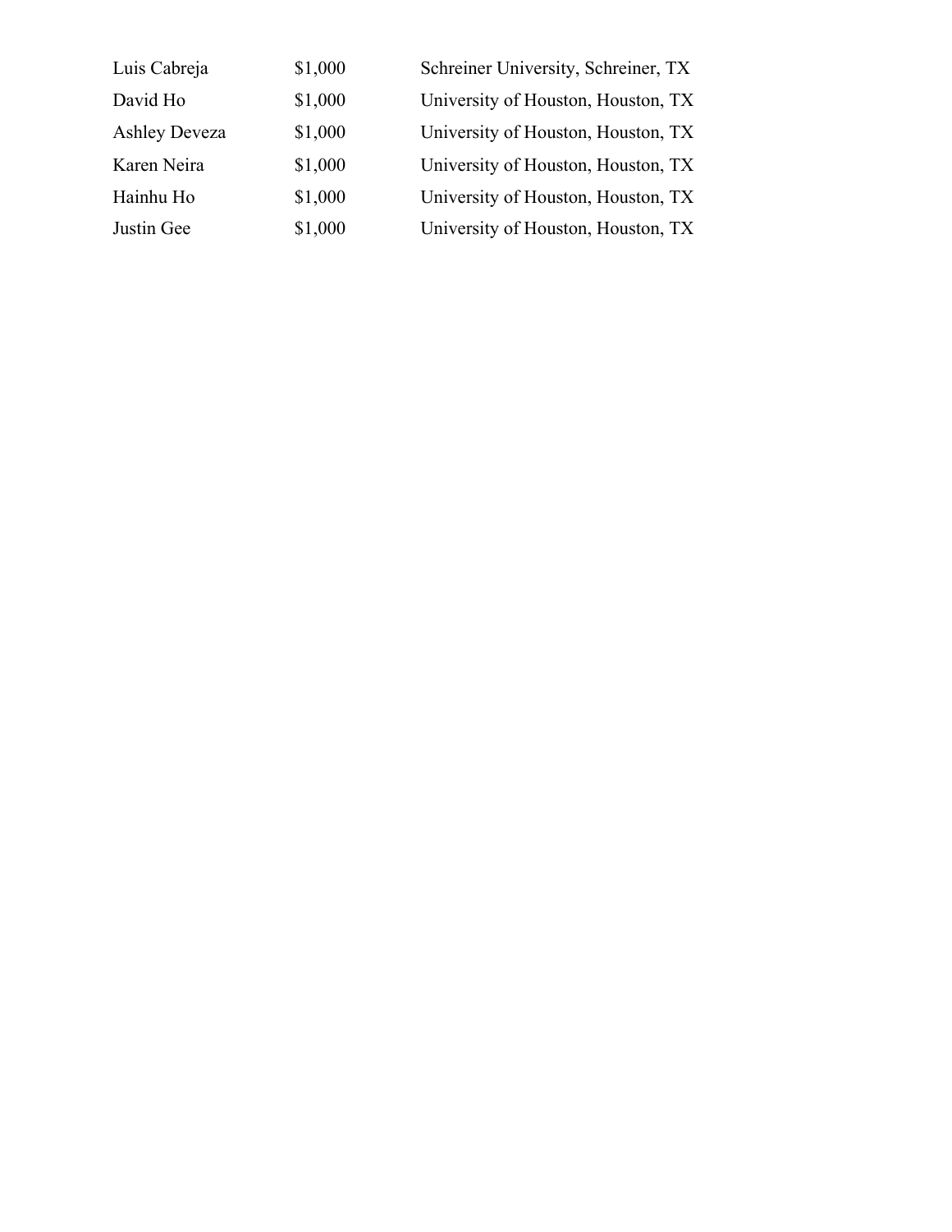| | | |
|---|---|---|
| Luis Cabreja | $1,000 | Schreiner University, Schreiner, TX |
| David Ho | $1,000 | University of Houston, Houston, TX |
| Ashley Deveza | $1,000 | University of Houston, Houston, TX |
| Karen Neira | $1,000 | University of Houston, Houston, TX |
| Hainhu Ho | $1,000 | University of Houston, Houston, TX |
| Justin Gee | $1,000 | University of Houston, Houston, TX |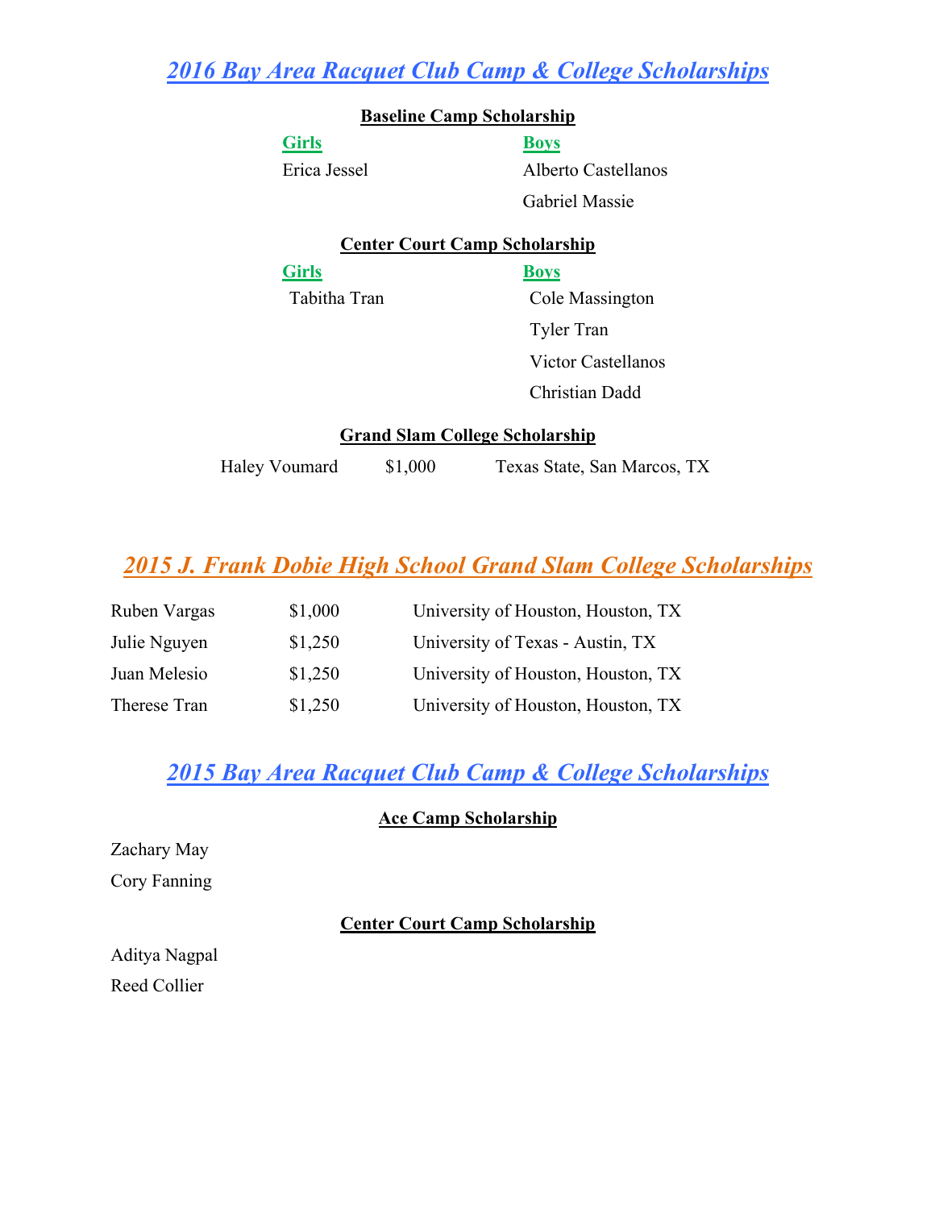## *2016 Bay Area Racquet Club Camp & College Scholarships*

### Baseline Camp Scholarship

| Girls | Boys |
| --- | --- |
| Erica Jessel | Alberto Castellanos |
| | Gabriel Massie |

### Center Court Camp Scholarship

| Girls | Boys |
| --- | --- |
| Tabitha Tran | Cole Massington |
| | Tyler Tran |
| | Victor Castellanos |
| | Christian Dadd |

### Grand Slam College Scholarship

| | | |
| --- | --- | --- |
| Haley Voumard | $1,000 | Texas State, San Marcos, TX |

## *2015 J. Frank Dobie High School Grand Slam College Scholarships*

| | | |
| --- | --- | --- |
| Ruben Vargas | $1,000 | University of Houston, Houston, TX |
| Julie Nguyen | $1,250 | University of Texas - Austin, TX |
| Juan Melesio | $1,250 | University of Houston, Houston, TX |
| Therese Tran | $1,250 | University of Houston, Houston, TX |

## *2015 Bay Area Racquet Club Camp & College Scholarships*

### Ace Camp Scholarship

Zachary May

Cory Fanning

### Center Court Camp Scholarship

Aditya Nagpal

Reed Collier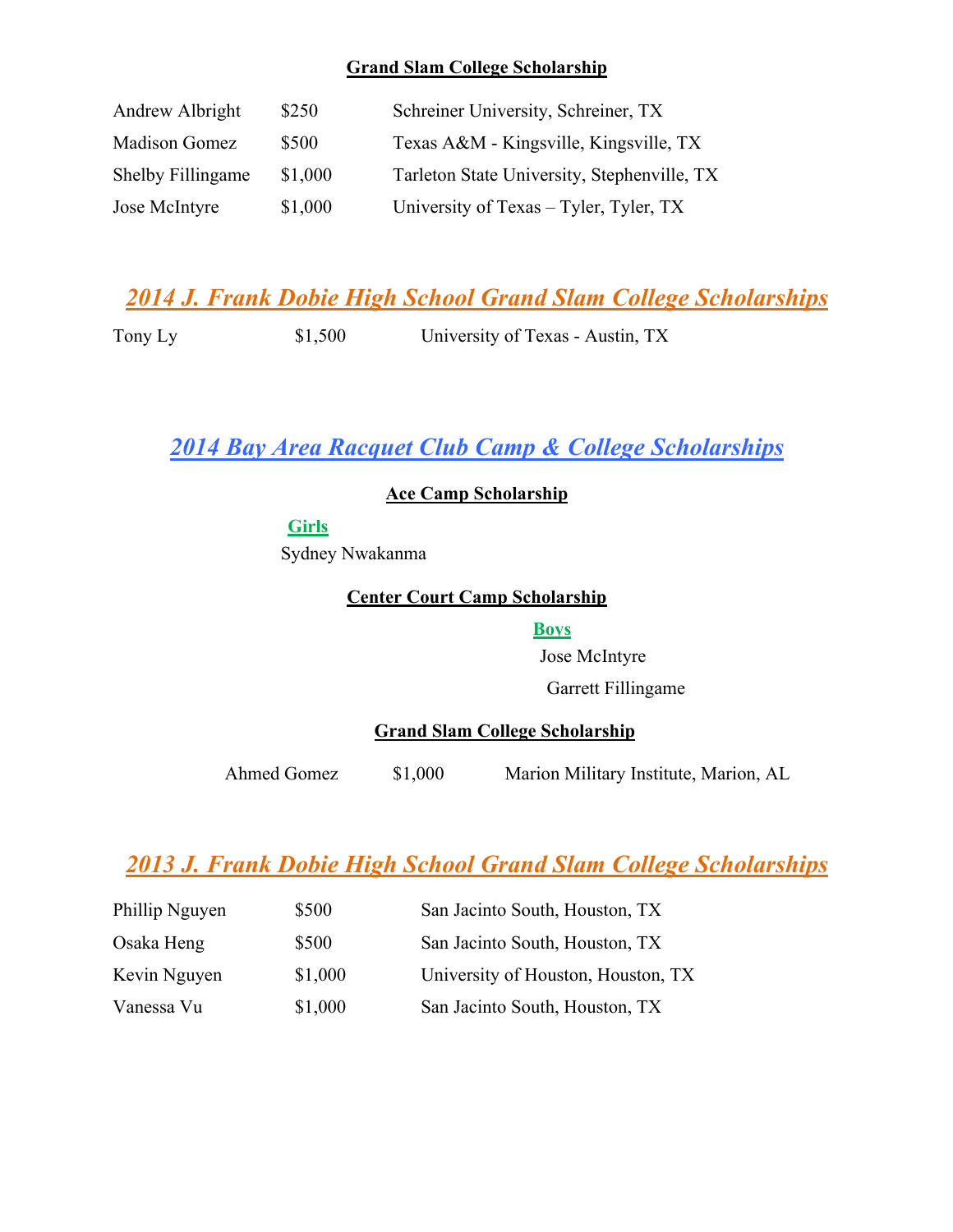**Grand Slam College Scholarship**

| | | |
|---|---|---|
| Andrew Albright | $250 | Schreiner University, Schreiner, TX |
| Madison Gomez | $500 | Texas A&M - Kingsville, Kingsville, TX |
| Shelby Fillingame | $1,000 | Tarleton State University, Stephenville, TX |
| Jose McIntyre | $1,000 | University of Texas – Tyler, Tyler, TX |

## *2014 J. Frank Dobie High School Grand Slam College Scholarships*

| | | |
|---|---|---|
| Tony Ly | $1,500 | University of Texas - Austin, TX |

## *2014 Bay Area Racquet Club Camp & College Scholarships*

**Ace Camp Scholarship**

**Girls**

Sydney Nwakanma

**Center Court Camp Scholarship**

**Boys**

Jose McIntyre

Garrett Fillingame

**Grand Slam College Scholarship**

| | | |
|---|---|---|
| Ahmed Gomez | $1,000 | Marion Military Institute, Marion, AL |

## *2013 J. Frank Dobie High School Grand Slam College Scholarships*

| | | |
|---|---|---|
| Phillip Nguyen | $500 | San Jacinto South, Houston, TX |
| Osaka Heng | $500 | San Jacinto South, Houston, TX |
| Kevin Nguyen | $1,000 | University of Houston, Houston, TX |
| Vanessa Vu | $1,000 | San Jacinto South, Houston, TX |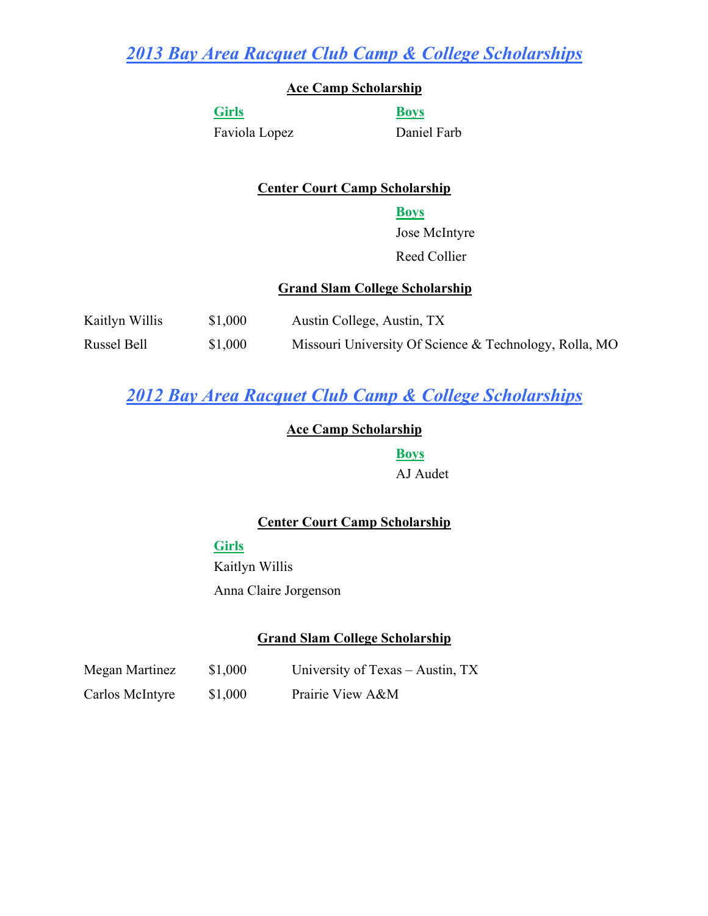## *2013 Bay Area Racquet Club Camp & College Scholarships*

### Ace Camp Scholarship

| Girls | Boys |
| --- | --- |
| Faviola Lopez | Daniel Farb |

### Center Court Camp Scholarship

**Boys**

Jose McIntyre

Reed Collier

### Grand Slam College Scholarship

| | | |
| --- | --- | --- |
| Kaitlyn Willis | $1,000 | Austin College, Austin, TX |
| Russel Bell | $1,000 | Missouri University Of Science & Technology, Rolla, MO |

## *2012 Bay Area Racquet Club Camp & College Scholarships*

### Ace Camp Scholarship

**Boys**

AJ Audet

### Center Court Camp Scholarship

**Girls**

Kaitlyn Willis

Anna Claire Jorgenson

### Grand Slam College Scholarship

| | | |
| --- | --- | --- |
| Megan Martinez | $1,000 | University of Texas – Austin, TX |
| Carlos McIntyre | $1,000 | Prairie View A&M |